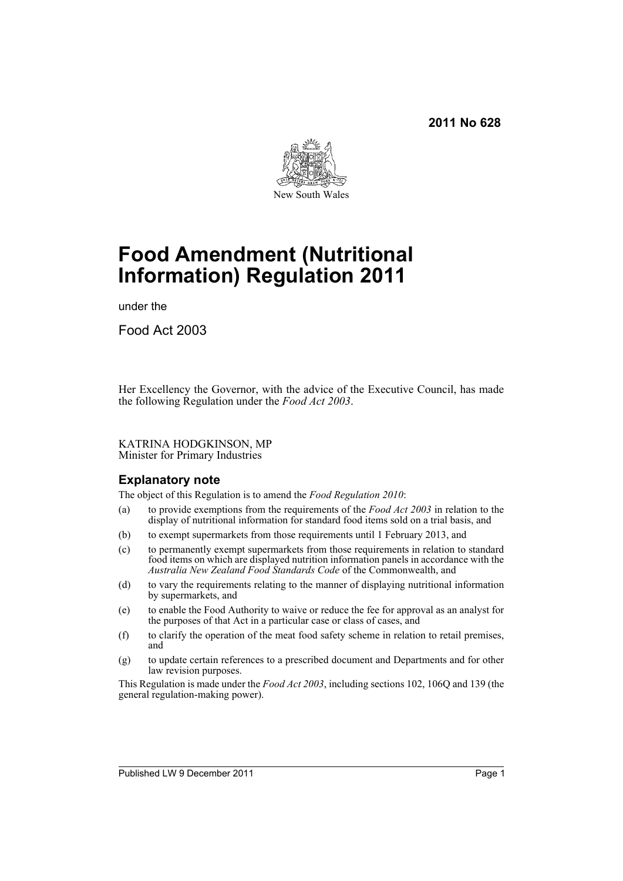**2011 No 628**

New South Wales

# Food Amendment (Nutritional Information) Regulation 2011

under the

Food Act 2003

Her Excellency the Governor, with the advice of the Executive Council, has made the following Regulation under the *Food Act 2003*.

KATRINA HODGKINSON, MP
Minister for Primary Industries

## Explanatory note

The object of this Regulation is to amend the *Food Regulation 2010*:

(a) to provide exemptions from the requirements of the *Food Act 2003* in relation to the display of nutritional information for standard food items sold on a trial basis, and

(b) to exempt supermarkets from those requirements until 1 February 2013, and

(c) to permanently exempt supermarkets from those requirements in relation to standard food items on which are displayed nutrition information panels in accordance with the *Australia New Zealand Food Standards Code* of the Commonwealth, and

(d) to vary the requirements relating to the manner of displaying nutritional information by supermarkets, and

(e) to enable the Food Authority to waive or reduce the fee for approval as an analyst for the purposes of that Act in a particular case or class of cases, and

(f) to clarify the operation of the meat food safety scheme in relation to retail premises, and

(g) to update certain references to a prescribed document and Departments and for other law revision purposes.

This Regulation is made under the *Food Act 2003*, including sections 102, 106Q and 139 (the general regulation-making power).

Published LW 9 December 2011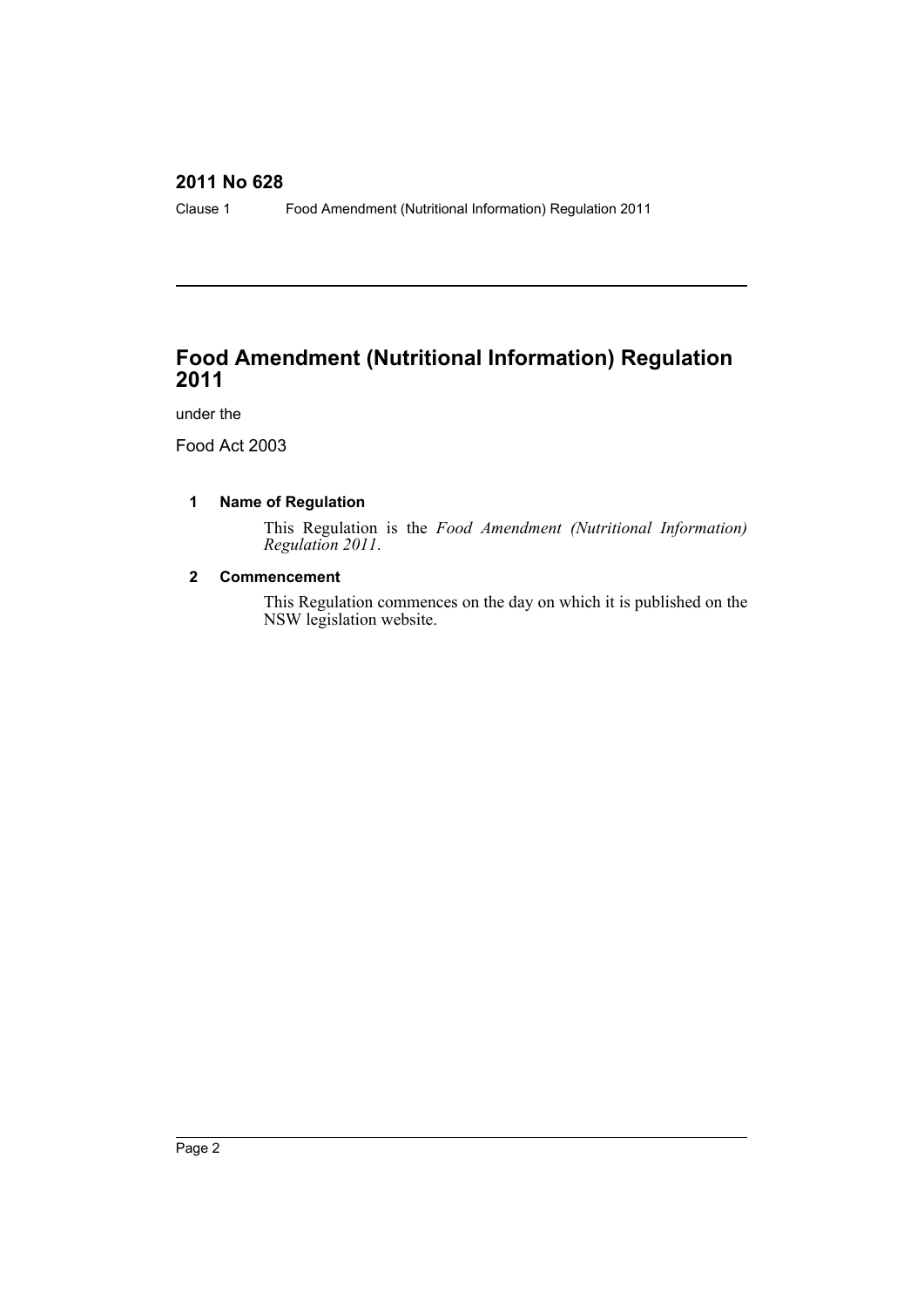# Food Amendment (Nutritional Information) Regulation 2011

under the

Food Act 2003

### 1 Name of Regulation

This Regulation is the *Food Amendment (Nutritional Information) Regulation 2011*.

### 2 Commencement

This Regulation commences on the day on which it is published on the NSW legislation website.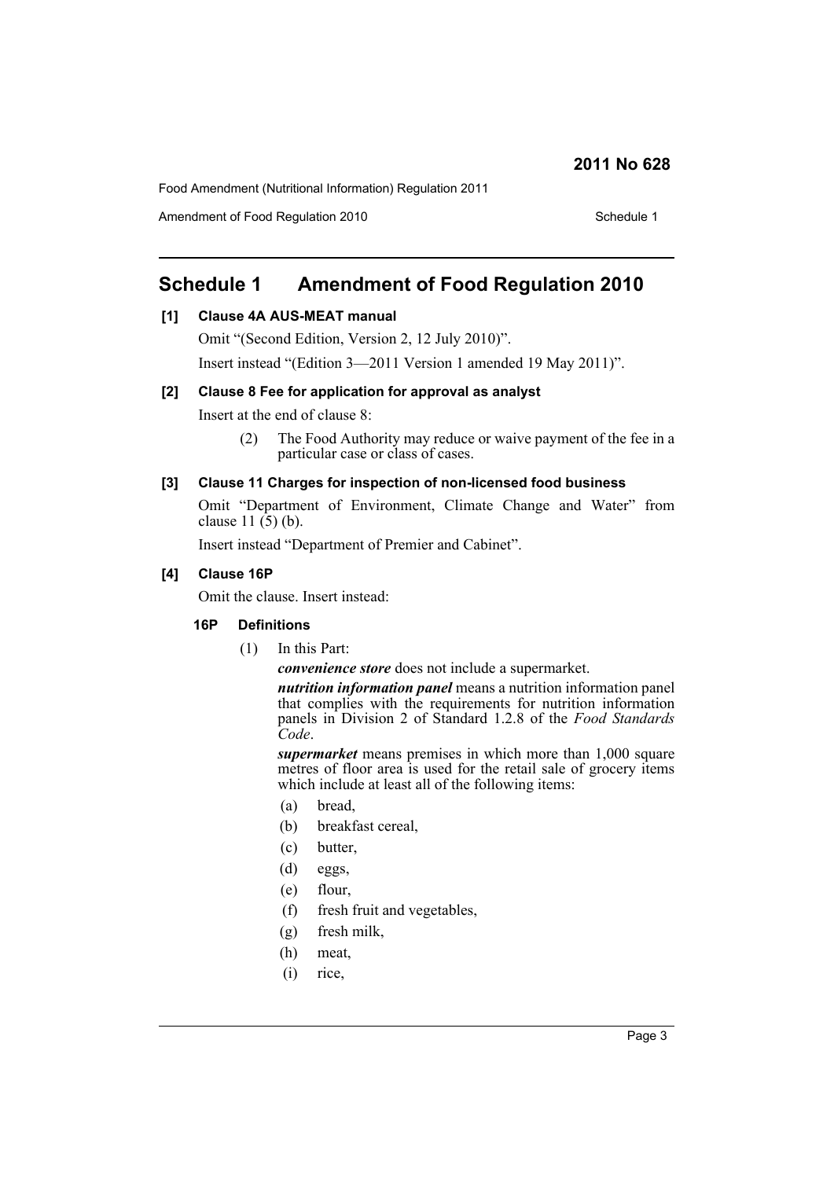# Schedule 1 Amendment of Food Regulation 2010

### [1] Clause 4A AUS-MEAT manual

Omit "(Second Edition, Version 2, 12 July 2010)".

Insert instead "(Edition 3—2011 Version 1 amended 19 May 2011)".

### [2] Clause 8 Fee for application for approval as analyst

Insert at the end of clause 8:

(2) The Food Authority may reduce or waive payment of the fee in a particular case or class of cases.

### [3] Clause 11 Charges for inspection of non-licensed food business

Omit "Department of Environment, Climate Change and Water" from clause 11 (5) (b).

Insert instead "Department of Premier and Cabinet".

### [4] Clause 16P

Omit the clause. Insert instead:

#### 16P Definitions

(1) In this Part:

***convenience store*** does not include a supermarket.

***nutrition information panel*** means a nutrition information panel that complies with the requirements for nutrition information panels in Division 2 of Standard 1.2.8 of the *Food Standards Code*.

***supermarket*** means premises in which more than 1,000 square metres of floor area is used for the retail sale of grocery items which include at least all of the following items:

- (a) bread,
- (b) breakfast cereal,
- (c) butter,
- (d) eggs,
- (e) flour,
- (f) fresh fruit and vegetables,
- (g) fresh milk,
- (h) meat,
- (i) rice,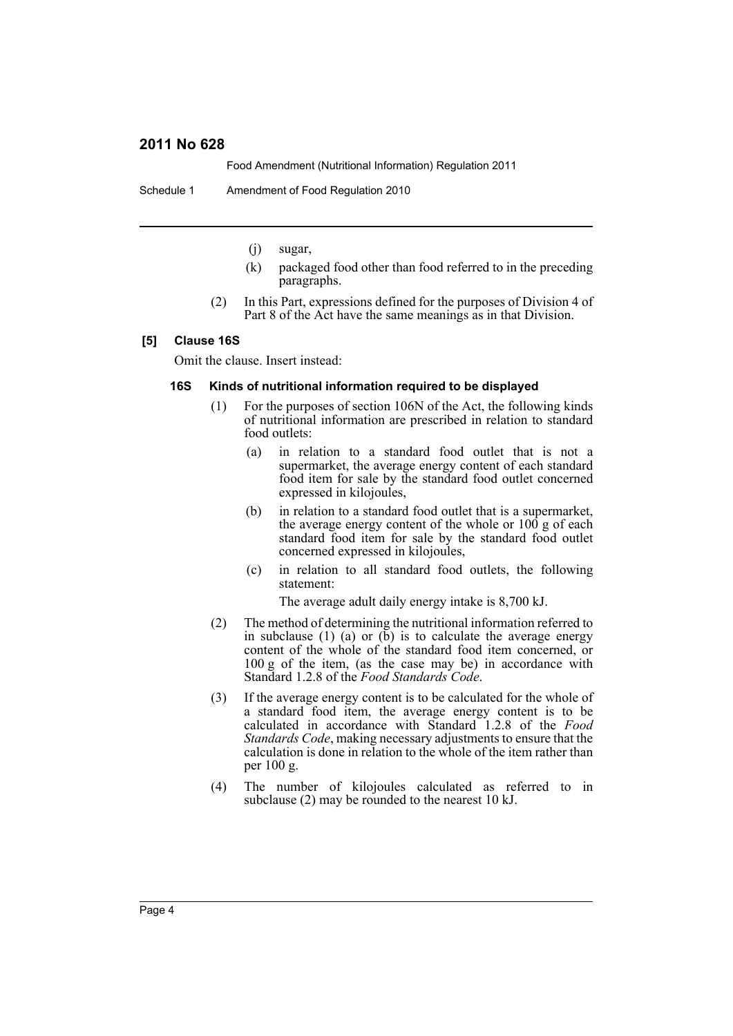(j) sugar,

(k) packaged food other than food referred to in the preceding paragraphs.

(2) In this Part, expressions defined for the purposes of Division 4 of Part 8 of the Act have the same meanings as in that Division.

**[5] Clause 16S**

Omit the clause. Insert instead:

**16S Kinds of nutritional information required to be displayed**

(1) For the purposes of section 106N of the Act, the following kinds of nutritional information are prescribed in relation to standard food outlets:

(a) in relation to a standard food outlet that is not a supermarket, the average energy content of each standard food item for sale by the standard food outlet concerned expressed in kilojoules,

(b) in relation to a standard food outlet that is a supermarket, the average energy content of the whole or 100 g of each standard food item for sale by the standard food outlet concerned expressed in kilojoules,

(c) in relation to all standard food outlets, the following statement:

The average adult daily energy intake is 8,700 kJ.

(2) The method of determining the nutritional information referred to in subclause (1) (a) or (b) is to calculate the average energy content of the whole of the standard food item concerned, or 100 g of the item, (as the case may be) in accordance with Standard 1.2.8 of the *Food Standards Code*.

(3) If the average energy content is to be calculated for the whole of a standard food item, the average energy content is to be calculated in accordance with Standard 1.2.8 of the *Food Standards Code*, making necessary adjustments to ensure that the calculation is done in relation to the whole of the item rather than per 100 g.

(4) The number of kilojoules calculated as referred to in subclause (2) may be rounded to the nearest 10 kJ.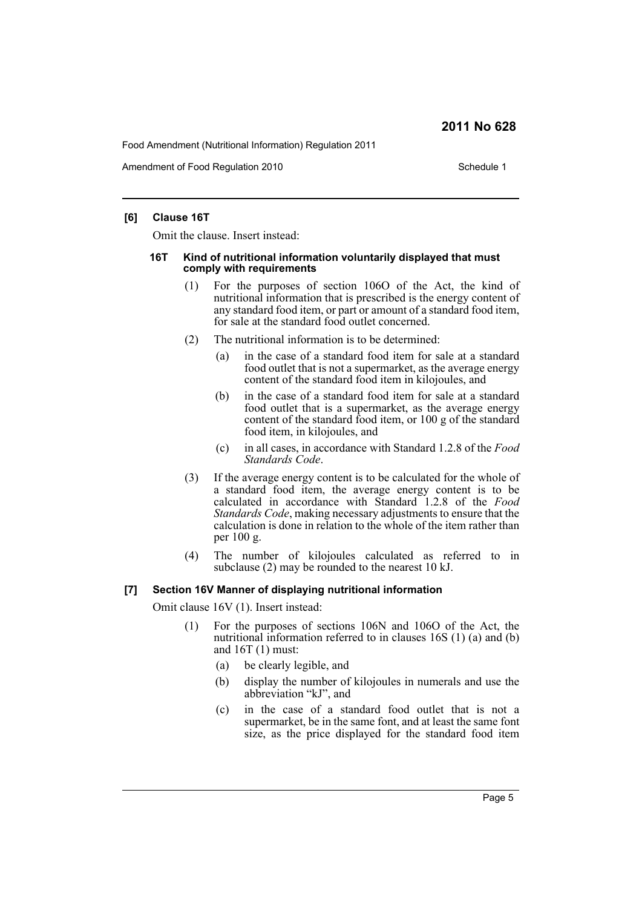### [6] Clause 16T

Omit the clause. Insert instead:

#### 16T Kind of nutritional information voluntarily displayed that must comply with requirements

(1) For the purposes of section 106O of the Act, the kind of nutritional information that is prescribed is the energy content of any standard food item, or part or amount of a standard food item, for sale at the standard food outlet concerned.

(2) The nutritional information is to be determined:

- (a) in the case of a standard food item for sale at a standard food outlet that is not a supermarket, as the average energy content of the standard food item in kilojoules, and
- (b) in the case of a standard food item for sale at a standard food outlet that is a supermarket, as the average energy content of the standard food item, or 100 g of the standard food item, in kilojoules, and
- (c) in all cases, in accordance with Standard 1.2.8 of the *Food Standards Code*.

(3) If the average energy content is to be calculated for the whole of a standard food item, the average energy content is to be calculated in accordance with Standard 1.2.8 of the *Food Standards Code*, making necessary adjustments to ensure that the calculation is done in relation to the whole of the item rather than per 100 g.

(4) The number of kilojoules calculated as referred to in subclause (2) may be rounded to the nearest 10 kJ.

### [7] Section 16V Manner of displaying nutritional information

Omit clause 16V (1). Insert instead:

(1) For the purposes of sections 106N and 106O of the Act, the nutritional information referred to in clauses 16S (1) (a) and (b) and 16T (1) must:

- (a) be clearly legible, and
- (b) display the number of kilojoules in numerals and use the abbreviation "kJ", and
- (c) in the case of a standard food outlet that is not a supermarket, be in the same font, and at least the same font size, as the price displayed for the standard food item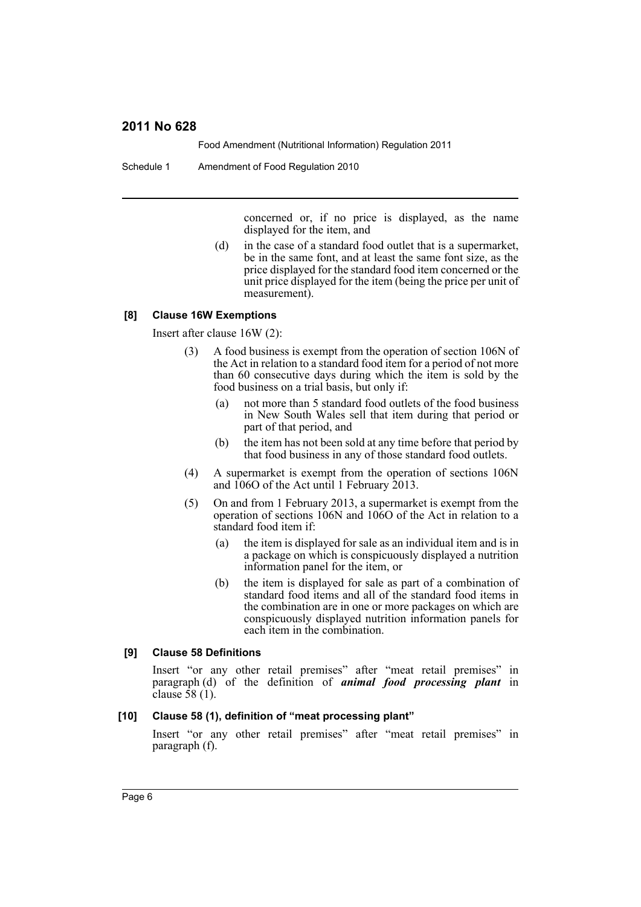concerned or, if no price is displayed, as the name displayed for the item, and

(d) in the case of a standard food outlet that is a supermarket, be in the same font, and at least the same font size, as the price displayed for the standard food item concerned or the unit price displayed for the item (being the price per unit of measurement).

### [8] Clause 16W Exemptions

Insert after clause 16W (2):

(3) A food business is exempt from the operation of section 106N of the Act in relation to a standard food item for a period of not more than 60 consecutive days during which the item is sold by the food business on a trial basis, but only if:

(a) not more than 5 standard food outlets of the food business in New South Wales sell that item during that period or part of that period, and

(b) the item has not been sold at any time before that period by that food business in any of those standard food outlets.

(4) A supermarket is exempt from the operation of sections 106N and 106O of the Act until 1 February 2013.

(5) On and from 1 February 2013, a supermarket is exempt from the operation of sections 106N and 106O of the Act in relation to a standard food item if:

(a) the item is displayed for sale as an individual item and is in a package on which is conspicuously displayed a nutrition information panel for the item, or

(b) the item is displayed for sale as part of a combination of standard food items and all of the standard food items in the combination are in one or more packages on which are conspicuously displayed nutrition information panels for each item in the combination.

### [9] Clause 58 Definitions

Insert "or any other retail premises" after "meat retail premises" in paragraph (d) of the definition of ***animal food processing plant*** in clause 58 (1).

### [10] Clause 58 (1), definition of "meat processing plant"

Insert "or any other retail premises" after "meat retail premises" in paragraph (f).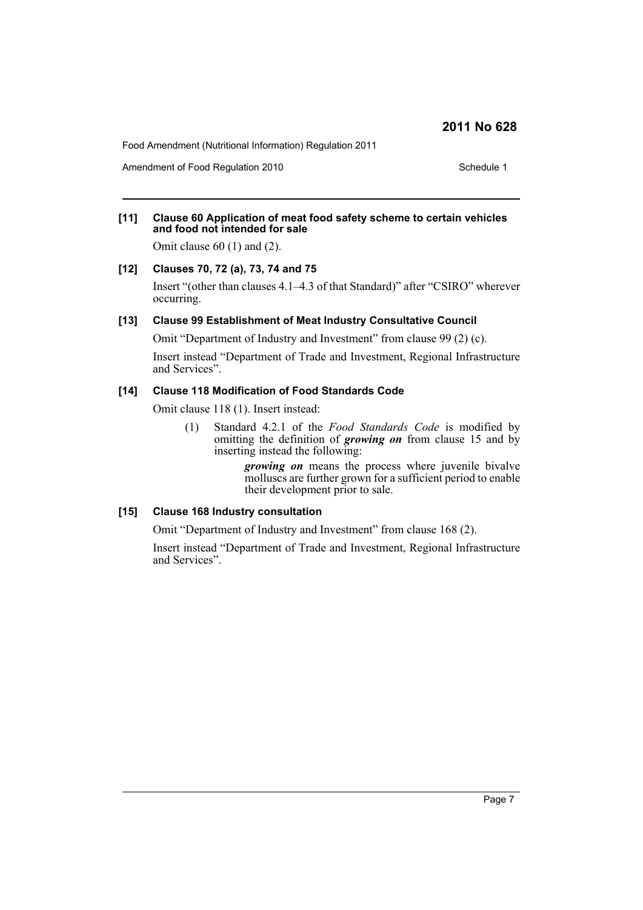**[11] Clause 60 Application of meat food safety scheme to certain vehicles and food not intended for sale**

Omit clause 60 (1) and (2).

**[12] Clauses 70, 72 (a), 73, 74 and 75**

Insert "(other than clauses 4.1–4.3 of that Standard)" after "CSIRO" wherever occurring.

**[13] Clause 99 Establishment of Meat Industry Consultative Council**

Omit "Department of Industry and Investment" from clause 99 (2) (c).

Insert instead "Department of Trade and Investment, Regional Infrastructure and Services".

**[14] Clause 118 Modification of Food Standards Code**

Omit clause 118 (1). Insert instead:

> (1) Standard 4.2.1 of the *Food Standards Code* is modified by omitting the definition of ***growing on*** from clause 15 and by inserting instead the following:
>
> > ***growing on*** means the process where juvenile bivalve molluscs are further grown for a sufficient period to enable their development prior to sale.

**[15] Clause 168 Industry consultation**

Omit "Department of Industry and Investment" from clause 168 (2).

Insert instead "Department of Trade and Investment, Regional Infrastructure and Services".